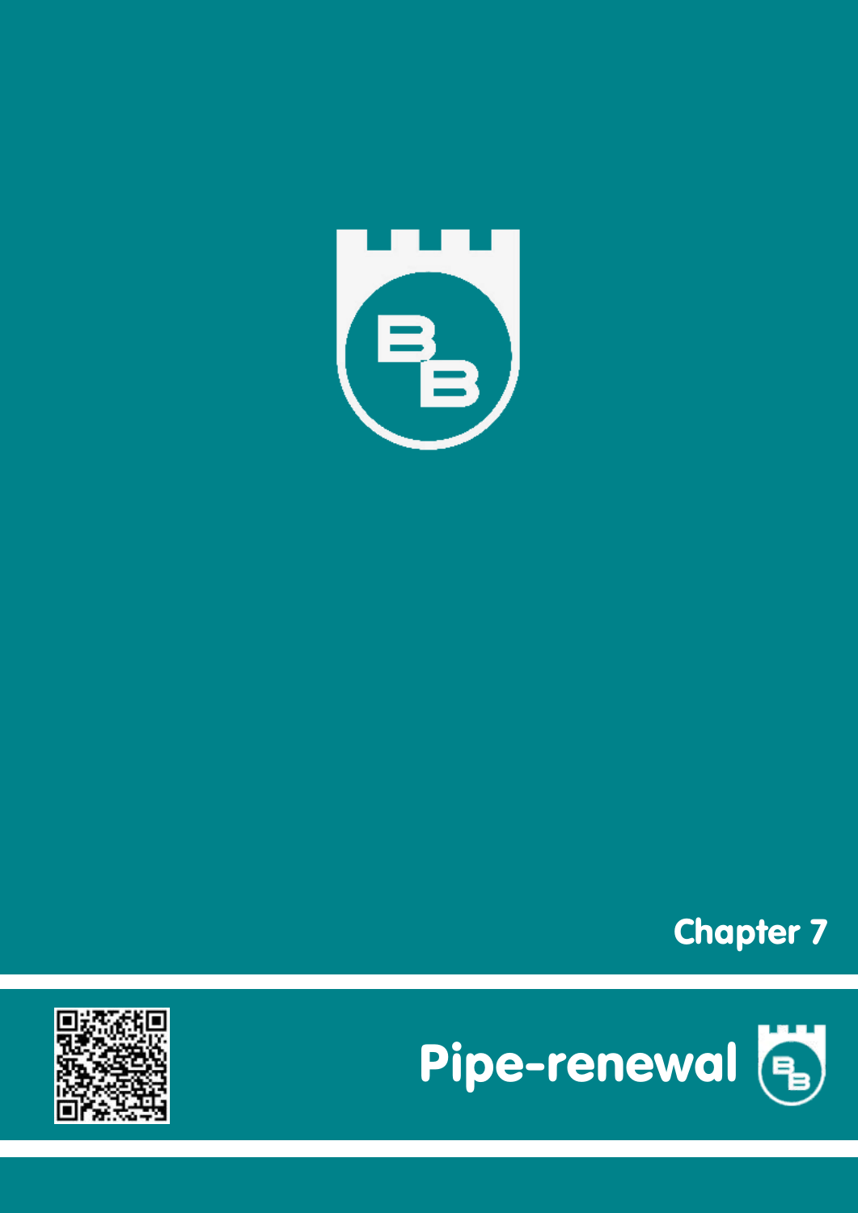Chapter 7

# Pipe-renewal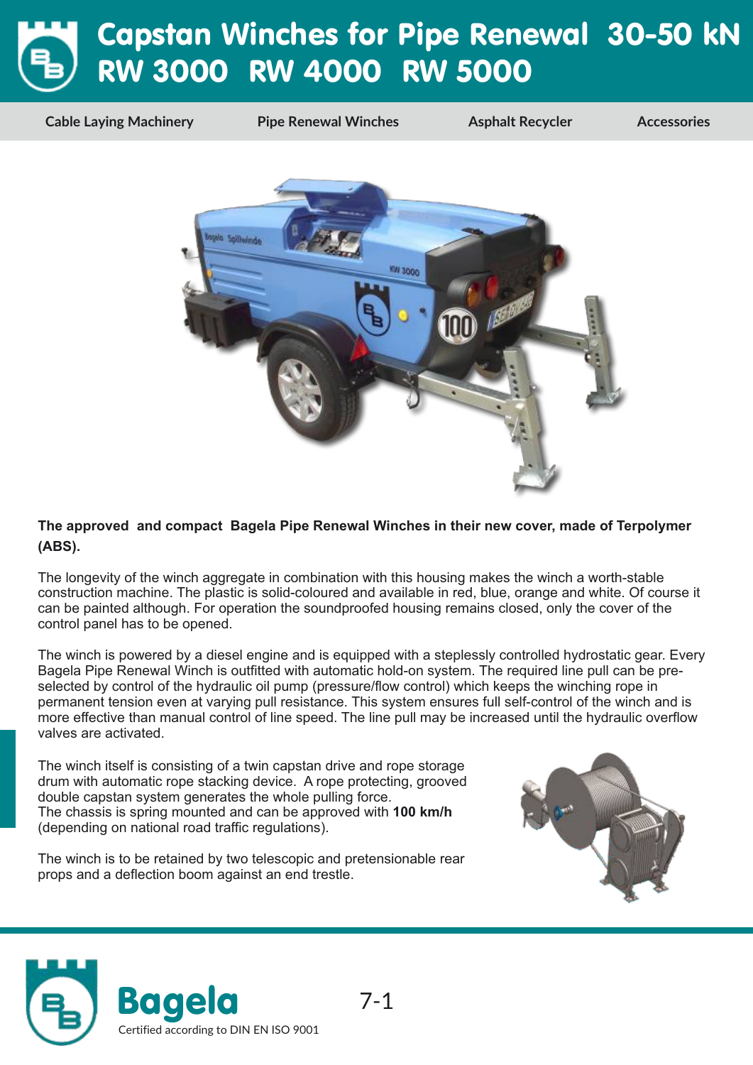# Capstan Winches for Pipe Renewal 30-50 kN RW 3000 RW 4000 RW 5000

Cable Laying Machinery | Pipe Renewal Winches | Asphalt Recycler | Accessories

**The approved and compact Bagela Pipe Renewal Winches in their new cover, made of Terpolymer (ABS).**

The longevity of the winch aggregate in combination with this housing makes the winch a worth-stable construction machine. The plastic is solid-coloured and available in red, blue, orange and white. Of course it can be painted although. For operation the soundproofed housing remains closed, only the cover of the control panel has to be opened.

The winch is powered by a diesel engine and is equipped with a steplessly controlled hydrostatic gear. Every Bagela Pipe Renewal Winch is outfitted with automatic hold-on system. The required line pull can be pre-selected by control of the hydraulic oil pump (pressure/flow control) which keeps the winching rope in permanent tension even at varying pull resistance. This system ensures full self-control of the winch and is more effective than manual control of line speed. The line pull may be increased until the hydraulic overflow valves are activated.

The winch itself is consisting of a twin capstan drive and rope storage drum with automatic rope stacking device. A rope protecting, grooved double capstan system generates the whole pulling force.
The chassis is spring mounted and can be approved with **100 km/h** (depending on national road traffic regulations).

The winch is to be retained by two telescopic and pretensionable rear props and a deflection boom against an end trestle.

Bagela
Certified according to DIN EN ISO 9001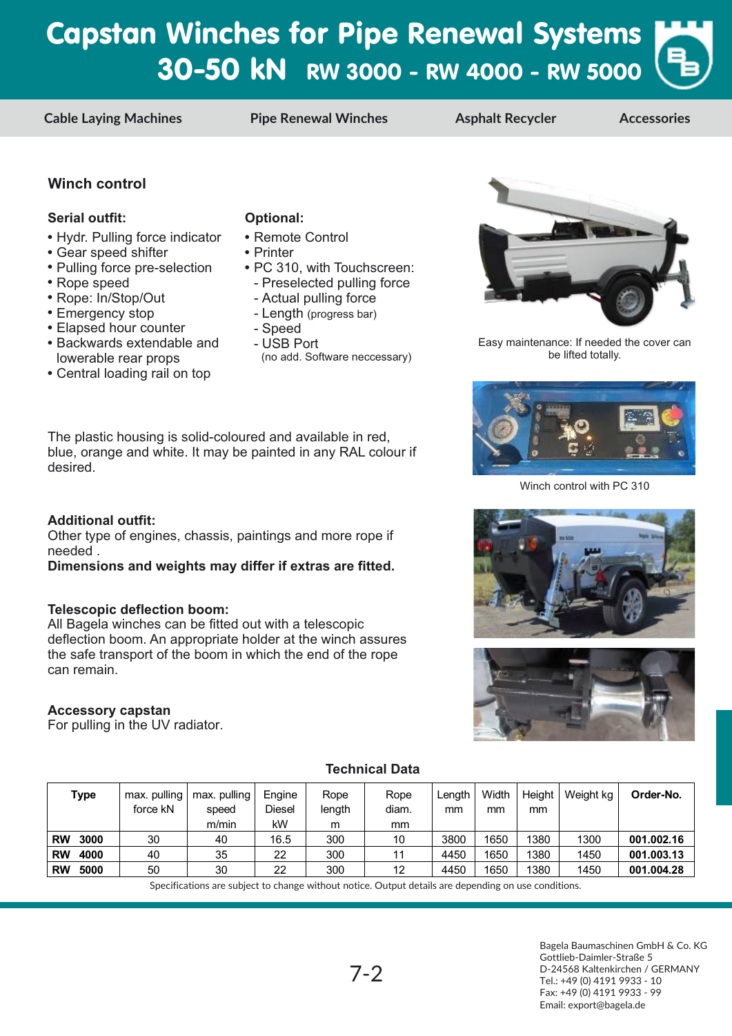# Capstan Winches for Pipe Renewal Systems 30-50 kN RW 3000 - RW 4000 - RW 5000

Cable Laying Machines | Pipe Renewal Winches | Asphalt Recycler | Accessories

## Winch control

**Serial outfit:**

- Hydr. Pulling force indicator
- Gear speed shifter
- Pulling force pre-selection
- Rope speed
- Rope: In/Stop/Out
- Emergency stop
- Elapsed hour counter
- Backwards extendable and lowerable rear props
- Central loading rail on top

**Optional:**

- Remote Control
- Printer
- PC 310, with Touchscreen:
  - Preselected pulling force
  - Actual pulling force
  - Length (progress bar)
  - Speed
  - USB Port (no add. Software neccessary)

Easy maintenance: If needed the cover can be lifted totally.

Winch control with PC 310

The plastic housing is solid-coloured and available in red, blue, orange and white. It may be painted in any RAL colour if desired.

**Additional outfit:**
Other type of engines, chassis, paintings and more rope if needed .
**Dimensions and weights may differ if extras are fitted.**

**Telescopic deflection boom:**
All Bagela winches can be fitted out with a telescopic deflection boom. An appropriate holder at the winch assures the safe transport of the boom in which the end of the rope can remain.

**Accessory capstan**
For pulling in the UV radiator.

### Technical Data

| Type | max. pulling force kN | max. pulling speed m/min | Engine Diesel kW | Rope length m | Rope diam. mm | Length mm | Width mm | Height mm | Weight kg | Order-No. |
|---|---|---|---|---|---|---|---|---|---|---|
| **RW 3000** | 30 | 40 | 16.5 | 300 | 10 | 3800 | 1650 | 1380 | 1300 | **001.002.16** |
| **RW 4000** | 40 | 35 | 22 | 300 | 11 | 4450 | 1650 | 1380 | 1450 | **001.003.13** |
| **RW 5000** | 50 | 30 | 22 | 300 | 12 | 4450 | 1650 | 1380 | 1450 | **001.004.28** |

Specifications are subject to change without notice. Output details are depending on use conditions.

Bagela Baumaschinen GmbH & Co. KG
Gottlieb-Daimler-Straße 5
D-24568 Kaltenkirchen / GERMANY
Tel.: +49 (0) 4191 9933 - 10
Fax: +49 (0) 4191 9933 - 99
Email: export@bagela.de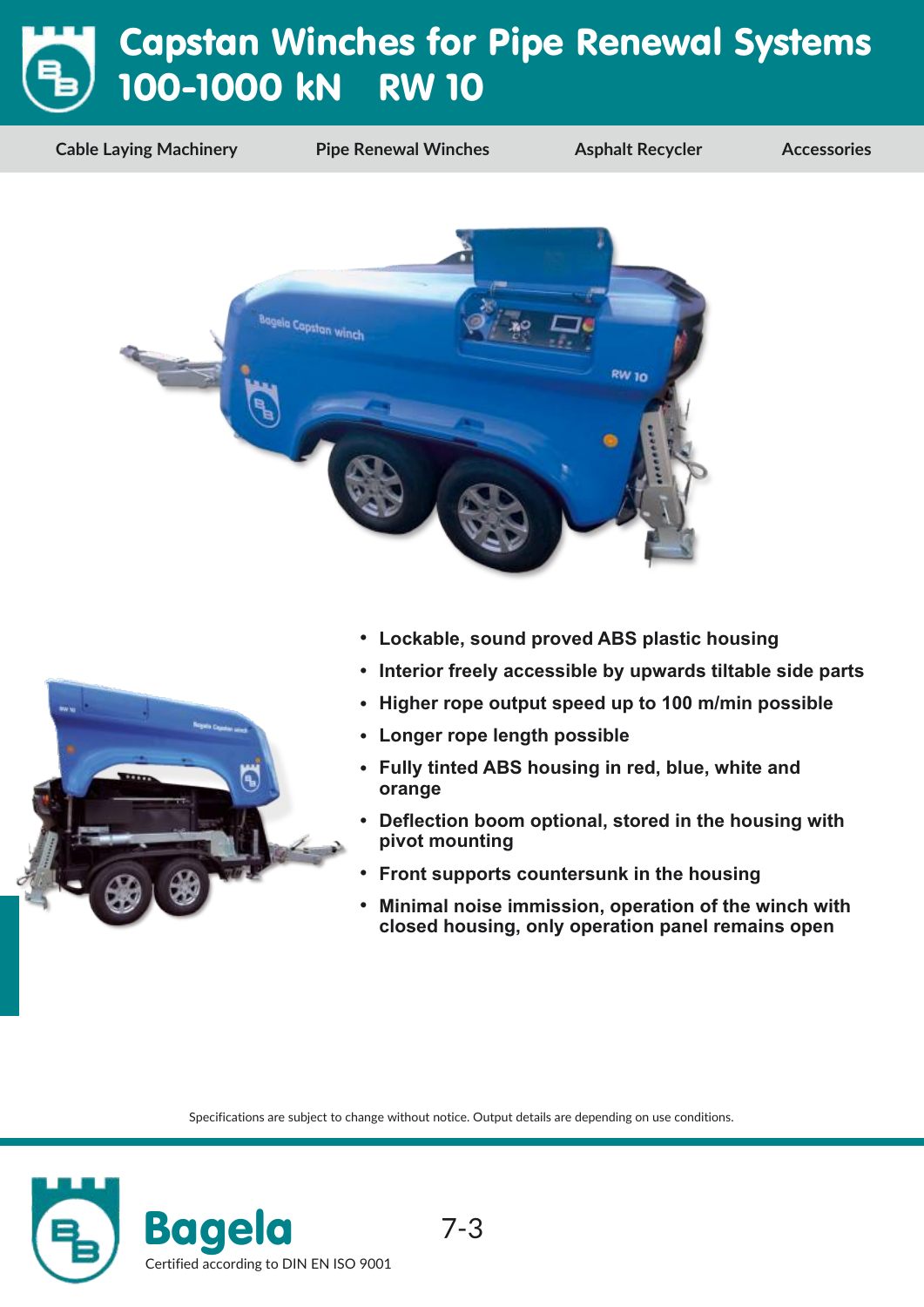# Capstan Winches for Pipe Renewal Systems 100-1000 kN RW 10

Cable Laying Machinery | Pipe Renewal Winches | Asphalt Recycler | Accessories

- **Lockable, sound proved ABS plastic housing**
- **Interior freely accessible by upwards tiltable side parts**
- **Higher rope output speed up to 100 m/min possible**
- **Longer rope length possible**
- **Fully tinted ABS housing in red, blue, white and orange**
- **Deflection boom optional, stored in the housing with pivot mounting**
- **Front supports countersunk in the housing**
- **Minimal noise immission, operation of the winch with closed housing, only operation panel remains open**

Specifications are subject to change without notice. Output details are depending on use conditions.

**Bagela**
Certified according to DIN EN ISO 9001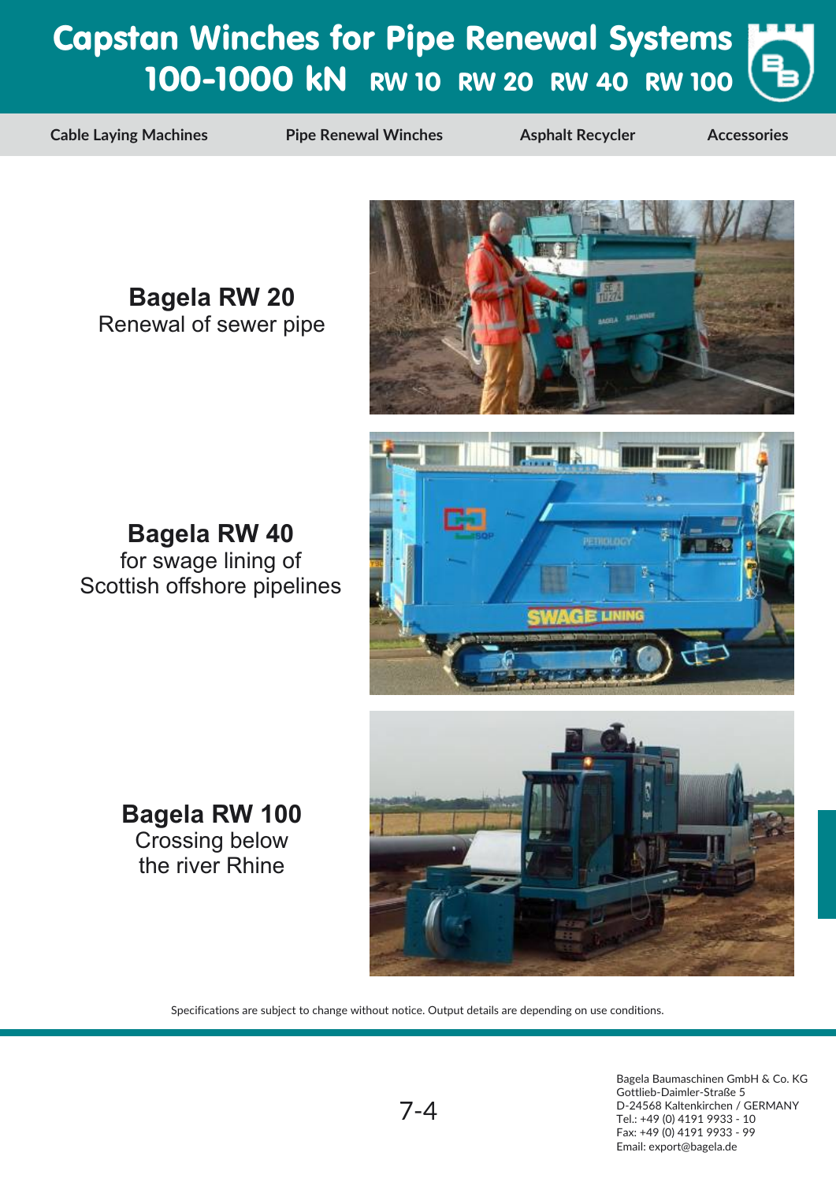# Capstan Winches for Pipe Renewal Systems

## 100-1000 kN RW 10 RW 20 RW 40 RW 100

Cable Laying Machines | Pipe Renewal Winches | Asphalt Recycler | Accessories

**Bagela RW 20**
Renewal of sewer pipe

**Bagela RW 40**
for swage lining of
Scottish offshore pipelines

**Bagela RW 100**
Crossing below
the river Rhine

Specifications are subject to change without notice. Output details are depending on use conditions.

Bagela Baumaschinen GmbH & Co. KG
Gottlieb-Daimler-Straße 5
D-24568 Kaltenkirchen / GERMANY
Tel.: +49 (0) 4191 9933 - 10
Fax: +49 (0) 4191 9933 - 99
Email: export@bagela.de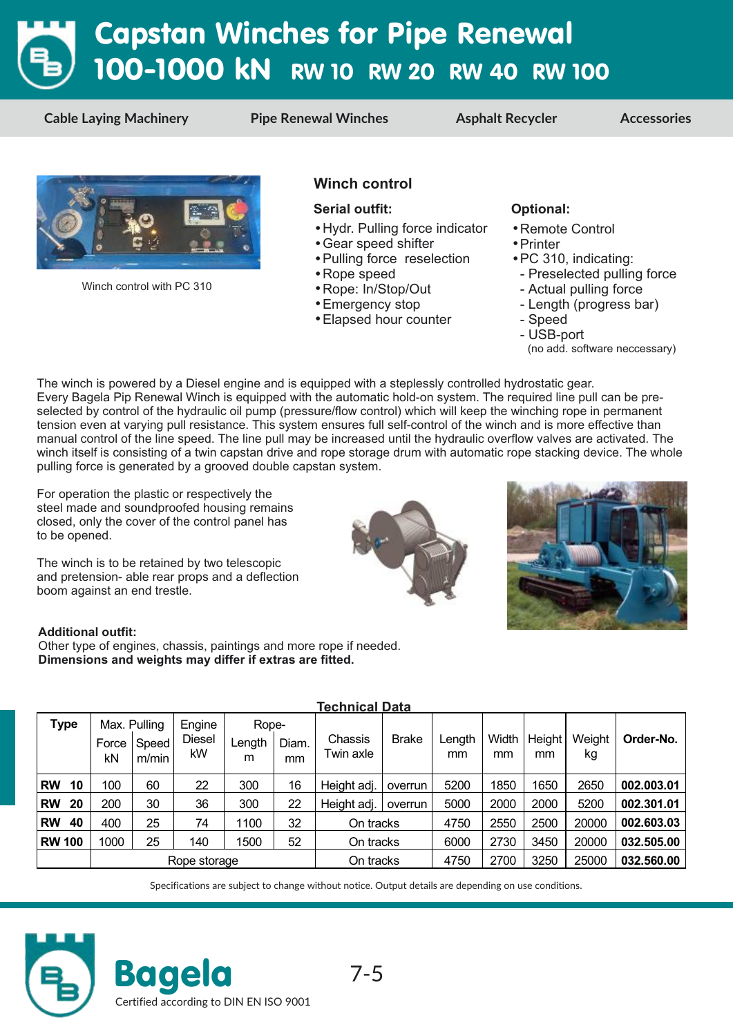# Capstan Winches for Pipe Renewal 100-1000 kN RW 10 RW 20 RW 40 RW 100

Cable Laying Machinery | Pipe Renewal Winches | Asphalt Recycler | Accessories

Winch control with PC 310

## Winch control

**Serial outfit:**

- Hydr. Pulling force indicator
- Gear speed shifter
- Pulling force reselection
- Rope speed
- Rope: In/Stop/Out
- Emergency stop
- Elapsed hour counter

**Optional:**

- Remote Control
- Printer
- PC 310, indicating:
  - Preselected pulling force
  - Actual pulling force
  - Length (progress bar)
  - Speed
  - USB-port
    (no add. software neccessary)

The winch is powered by a Diesel engine and is equipped with a steplessly controlled hydrostatic gear. Every Bagela Pip Renewal Winch is equipped with the automatic hold-on system. The required line pull can be pre-selected by control of the hydraulic oil pump (pressure/flow control) which will keep the winching rope in permanent tension even at varying pull resistance. This system ensures full self-control of the winch and is more effective than manual control of the line speed. The line pull may be increased until the hydraulic overflow valves are activated. The winch itself is consisting of a twin capstan drive and rope storage drum with automatic rope stacking device. The whole pulling force is generated by a grooved double capstan system.

For operation the plastic or respectively the steel made and soundproofed housing remains closed, only the cover of the control panel has to be opened.

The winch is to be retained by two telescopic and pretension- able rear props and a deflection boom against an end trestle.

**Additional outfit:**
Other type of engines, chassis, paintings and more rope if needed.
**Dimensions and weights may differ if extras are fitted.**

### Technical Data

| Type | Max. Pulling Force kN | Max. Pulling Speed m/min | Engine Diesel kW | Rope- Length m | Rope- Diam. mm | Chassis Twin axle | Brake | Length mm | Width mm | Height mm | Weight kg | Order-No. |
|---|---|---|---|---|---|---|---|---|---|---|---|---|
| **RW 10** | 100 | 60 | 22 | 300 | 16 | Height adj. | overrun | 5200 | 1850 | 1650 | 2650 | **002.003.01** |
| **RW 20** | 200 | 30 | 36 | 300 | 22 | Height adj. | overrun | 5000 | 2000 | 2000 | 5200 | **002.301.01** |
| **RW 40** | 400 | 25 | 74 | 1100 | 32 | On tracks | | 4750 | 2550 | 2500 | 20000 | **002.603.03** |
| **RW 100** | 1000 | 25 | 140 | 1500 | 52 | On tracks | | 6000 | 2730 | 3450 | 20000 | **032.505.00** |
| | Rope storage | | | | | On tracks | | 4750 | 2700 | 3250 | 25000 | **032.560.00** |

Specifications are subject to change without notice. Output details are depending on use conditions.

Bagela
Certified according to DIN EN ISO 9001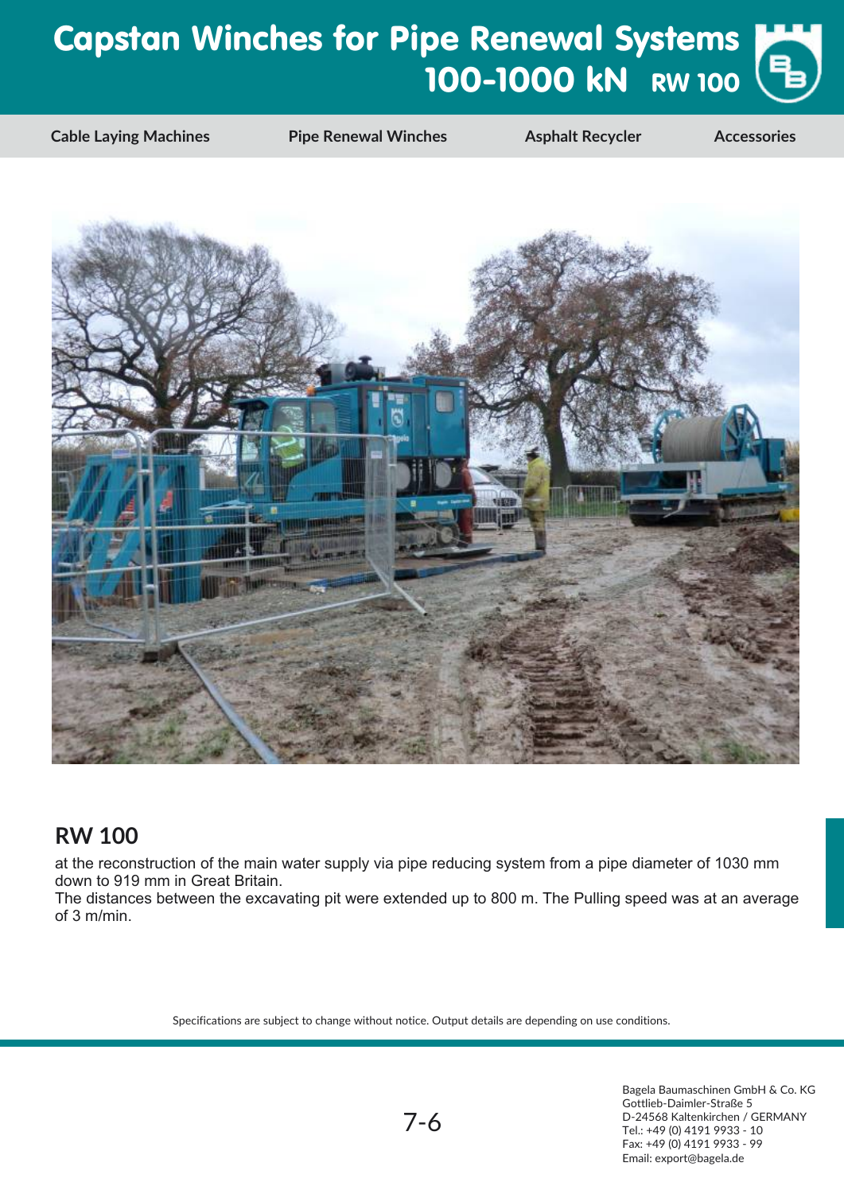# Capstan Winches for Pipe Renewal Systems 100-1000 kN RW 100

Cable Laying Machines | Pipe Renewal Winches | Asphalt Recycler | Accessories

## RW 100

at the reconstruction of the main water supply via pipe reducing system from a pipe diameter of 1030 mm down to 919 mm in Great Britain.
The distances between the excavating pit were extended up to 800 m. The Pulling speed was at an average of 3 m/min.

Specifications are subject to change without notice. Output details are depending on use conditions.

Bagela Baumaschinen GmbH & Co. KG
Gottlieb-Daimler-Straße 5
D-24568 Kaltenkirchen / GERMANY
Tel.: +49 (0) 4191 9933 - 10
Fax: +49 (0) 4191 9933 - 99
Email: export@bagela.de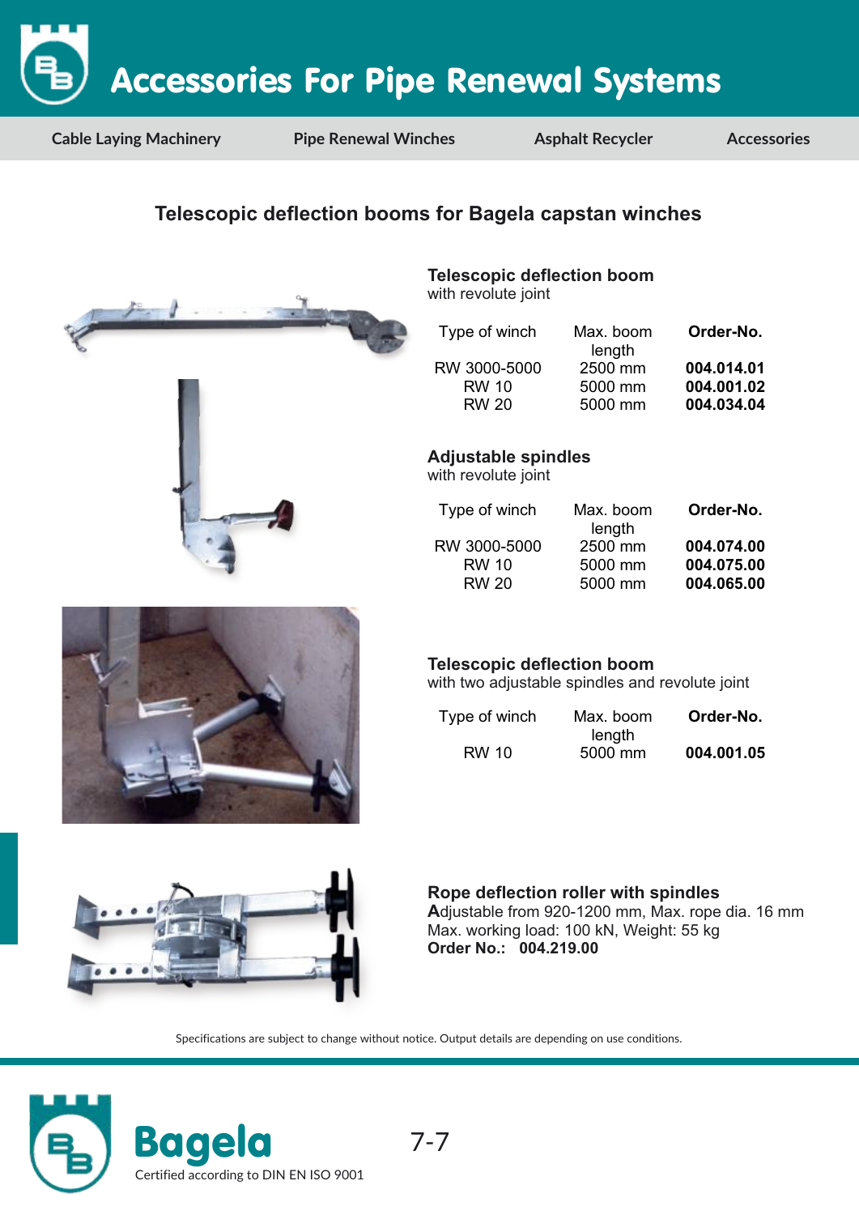# Accessories For Pipe Renewal Systems

Cable Laying Machinery | Pipe Renewal Winches | Asphalt Recycler | Accessories

## Telescopic deflection booms for Bagela capstan winches

### Telescopic deflection boom
with revolute joint

| Type of winch | Max. boom length | Order-No. |
|---|---|---|
| RW 3000-5000 | 2500 mm | **004.014.01** |
| RW 10 | 5000 mm | **004.001.02** |
| RW 20 | 5000 mm | **004.034.04** |

### Adjustable spindles
with revolute joint

| Type of winch | Max. boom length | Order-No. |
|---|---|---|
| RW 3000-5000 | 2500 mm | **004.074.00** |
| RW 10 | 5000 mm | **004.075.00** |
| RW 20 | 5000 mm | **004.065.00** |

### Telescopic deflection boom
with two adjustable spindles and revolute joint

| Type of winch | Max. boom length | Order-No. |
|---|---|---|
| RW 10 | 5000 mm | **004.001.05** |

### Rope deflection roller with spindles
**A**djustable from 920-1200 mm, Max. rope dia. 16 mm
Max. working load: 100 kN, Weight: 55 kg
**Order No.: 004.219.00**

Specifications are subject to change without notice. Output details are depending on use conditions.

**Bagela**
Certified according to DIN EN ISO 9001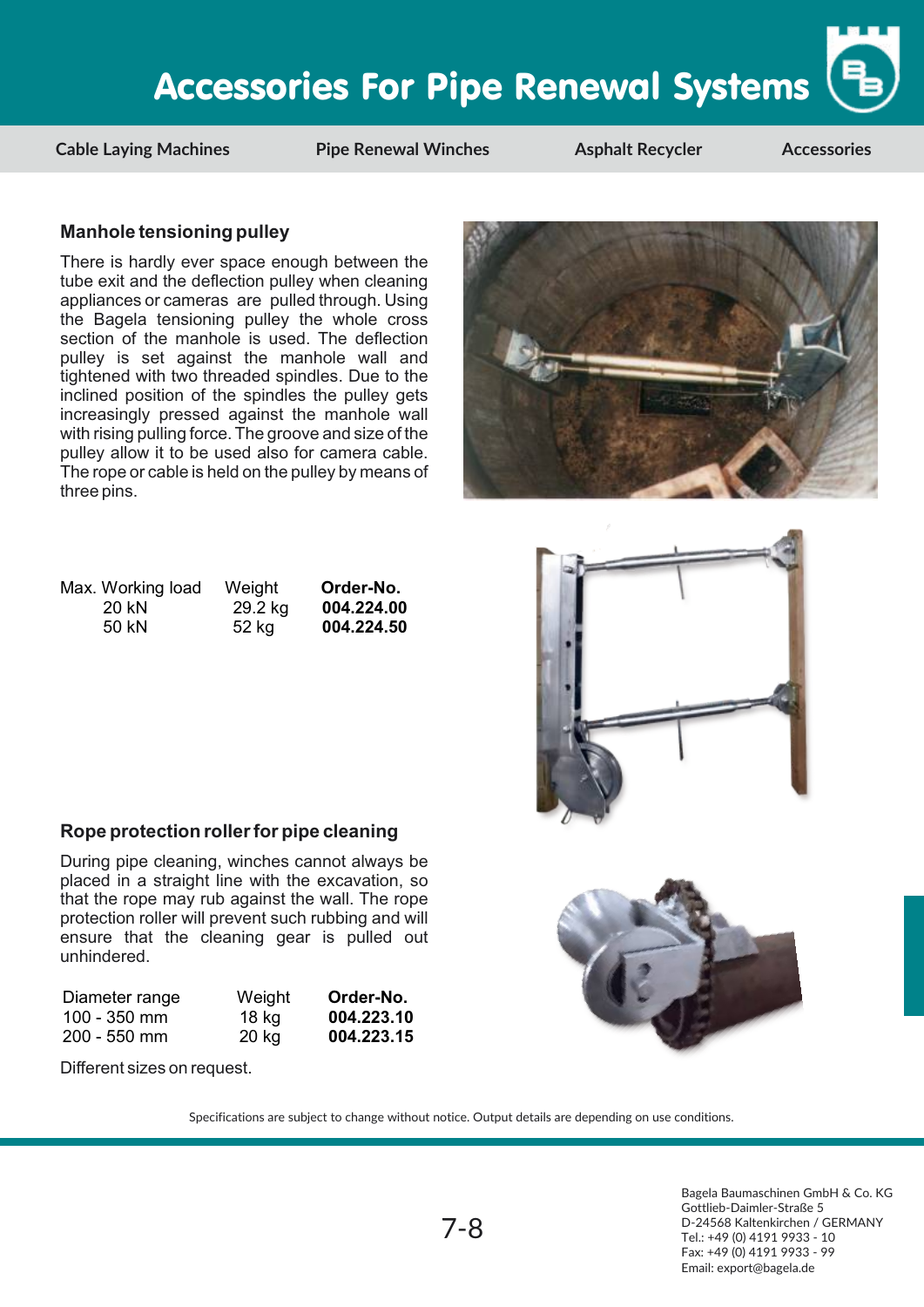# Accessories For Pipe Renewal Systems

Cable Laying Machines | Pipe Renewal Winches | Asphalt Recycler | Accessories

## Manhole tensioning pulley

There is hardly ever space enough between the tube exit and the deflection pulley when cleaning appliances or cameras are pulled through. Using the Bagela tensioning pulley the whole cross section of the manhole is used. The deflection pulley is set against the manhole wall and tightened with two threaded spindles. Due to the inclined position of the spindles the pulley gets increasingly pressed against the manhole wall with rising pulling force. The groove and size of the pulley allow it to be used also for camera cable. The rope or cable is held on the pulley by means of three pins.

| Max. Working load | Weight | Order-No. |
|---|---|---|
| 20 kN | 29.2 kg | **004.224.00** |
| 50 kN | 52 kg | **004.224.50** |

## Rope protection roller for pipe cleaning

During pipe cleaning, winches cannot always be placed in a straight line with the excavation, so that the rope may rub against the wall. The rope protection roller will prevent such rubbing and will ensure that the cleaning gear is pulled out unhindered.

| Diameter range | Weight | Order-No. |
|---|---|---|
| 100 - 350 mm | 18 kg | **004.223.10** |
| 200 - 550 mm | 20 kg | **004.223.15** |

Different sizes on request.

Specifications are subject to change without notice. Output details are depending on use conditions.

Bagela Baumaschinen GmbH & Co. KG
Gottlieb-Daimler-Straße 5
D-24568 Kaltenkirchen / GERMANY
Tel.: +49 (0) 4191 9933 - 10
Fax: +49 (0) 4191 9933 - 99
Email: export@bagela.de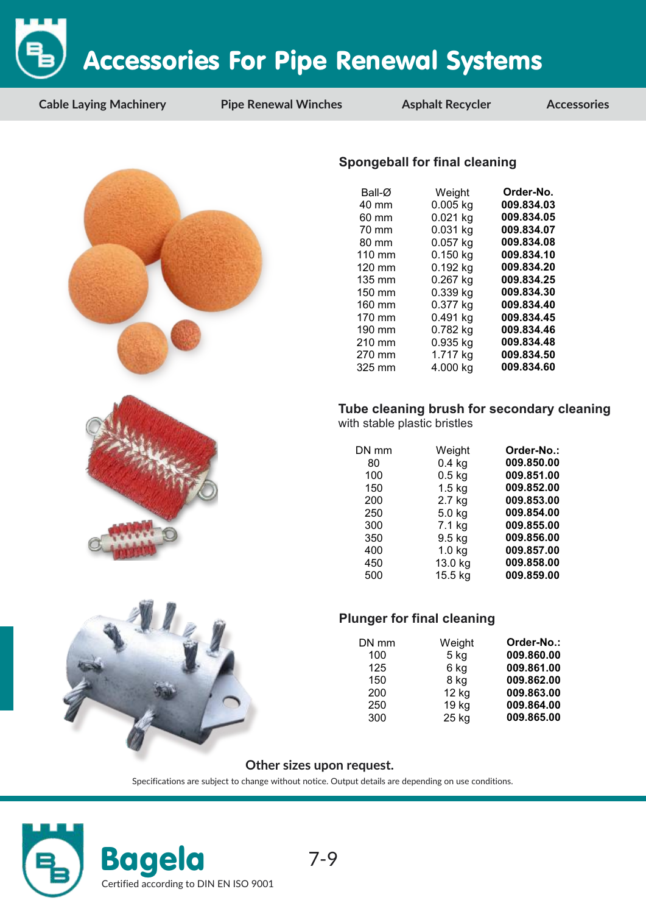# Accessories For Pipe Renewal Systems

Cable Laying Machinery | Pipe Renewal Winches | Asphalt Recycler | Accessories

## Spongeball for final cleaning

| Ball-Ø | Weight | **Order-No.** |
|---|---|---|
| 40 mm | 0.005 kg | **009.834.03** |
| 60 mm | 0.021 kg | **009.834.05** |
| 70 mm | 0.031 kg | **009.834.07** |
| 80 mm | 0.057 kg | **009.834.08** |
| 110 mm | 0.150 kg | **009.834.10** |
| 120 mm | 0.192 kg | **009.834.20** |
| 135 mm | 0.267 kg | **009.834.25** |
| 150 mm | 0.339 kg | **009.834.30** |
| 160 mm | 0.377 kg | **009.834.40** |
| 170 mm | 0.491 kg | **009.834.45** |
| 190 mm | 0.782 kg | **009.834.46** |
| 210 mm | 0.935 kg | **009.834.48** |
| 270 mm | 1.717 kg | **009.834.50** |
| 325 mm | 4.000 kg | **009.834.60** |

## Tube cleaning brush for secondary cleaning

with stable plastic bristles

| DN mm | Weight | **Order-No.:** |
|---|---|---|
| 80 | 0.4 kg | **009.850.00** |
| 100 | 0.5 kg | **009.851.00** |
| 150 | 1.5 kg | **009.852.00** |
| 200 | 2.7 kg | **009.853.00** |
| 250 | 5.0 kg | **009.854.00** |
| 300 | 7.1 kg | **009.855.00** |
| 350 | 9.5 kg | **009.856.00** |
| 400 | 1.0 kg | **009.857.00** |
| 450 | 13.0 kg | **009.858.00** |
| 500 | 15.5 kg | **009.859.00** |

## Plunger for final cleaning

| DN mm | Weight | **Order-No.:** |
|---|---|---|
| 100 | 5 kg | **009.860.00** |
| 125 | 6 kg | **009.861.00** |
| 150 | 8 kg | **009.862.00** |
| 200 | 12 kg | **009.863.00** |
| 250 | 19 kg | **009.864.00** |
| 300 | 25 kg | **009.865.00** |

**Other sizes upon request.**

Specifications are subject to change without notice. Output details are depending on use conditions.

**Bagela**

Certified according to DIN EN ISO 9001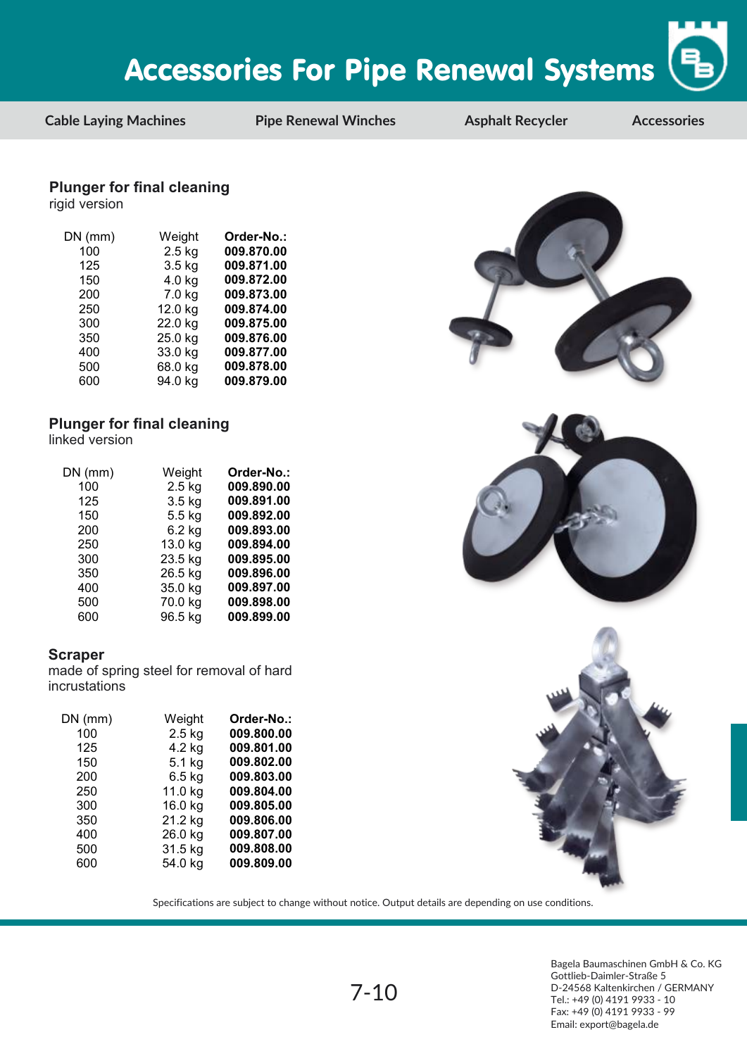# Accessories For Pipe Renewal Systems

Cable Laying Machines | Pipe Renewal Winches | Asphalt Recycler | Accessories

## Plunger for final cleaning

rigid version

| DN (mm) | Weight | Order-No.: |
|---|---|---|
| 100 | 2.5 kg | **009.870.00** |
| 125 | 3.5 kg | **009.871.00** |
| 150 | 4.0 kg | **009.872.00** |
| 200 | 7.0 kg | **009.873.00** |
| 250 | 12.0 kg | **009.874.00** |
| 300 | 22.0 kg | **009.875.00** |
| 350 | 25.0 kg | **009.876.00** |
| 400 | 33.0 kg | **009.877.00** |
| 500 | 68.0 kg | **009.878.00** |
| 600 | 94.0 kg | **009.879.00** |

## Plunger for final cleaning

linked version

| DN (mm) | Weight | Order-No.: |
|---|---|---|
| 100 | 2.5 kg | **009.890.00** |
| 125 | 3.5 kg | **009.891.00** |
| 150 | 5.5 kg | **009.892.00** |
| 200 | 6.2 kg | **009.893.00** |
| 250 | 13.0 kg | **009.894.00** |
| 300 | 23.5 kg | **009.895.00** |
| 350 | 26.5 kg | **009.896.00** |
| 400 | 35.0 kg | **009.897.00** |
| 500 | 70.0 kg | **009.898.00** |
| 600 | 96.5 kg | **009.899.00** |

## Scraper

made of spring steel for removal of hard incrustations

| DN (mm) | Weight | Order-No.: |
|---|---|---|
| 100 | 2.5 kg | **009.800.00** |
| 125 | 4.2 kg | **009.801.00** |
| 150 | 5.1 kg | **009.802.00** |
| 200 | 6.5 kg | **009.803.00** |
| 250 | 11.0 kg | **009.804.00** |
| 300 | 16.0 kg | **009.805.00** |
| 350 | 21.2 kg | **009.806.00** |
| 400 | 26.0 kg | **009.807.00** |
| 500 | 31.5 kg | **009.808.00** |
| 600 | 54.0 kg | **009.809.00** |

Specifications are subject to change without notice. Output details are depending on use conditions.

Bagela Baumaschinen GmbH & Co. KG
Gottlieb-Daimler-Straße 5
D-24568 Kaltenkirchen / GERMANY
Tel.: +49 (0) 4191 9933 - 10
Fax: +49 (0) 4191 9933 - 99
Email: export@bagela.de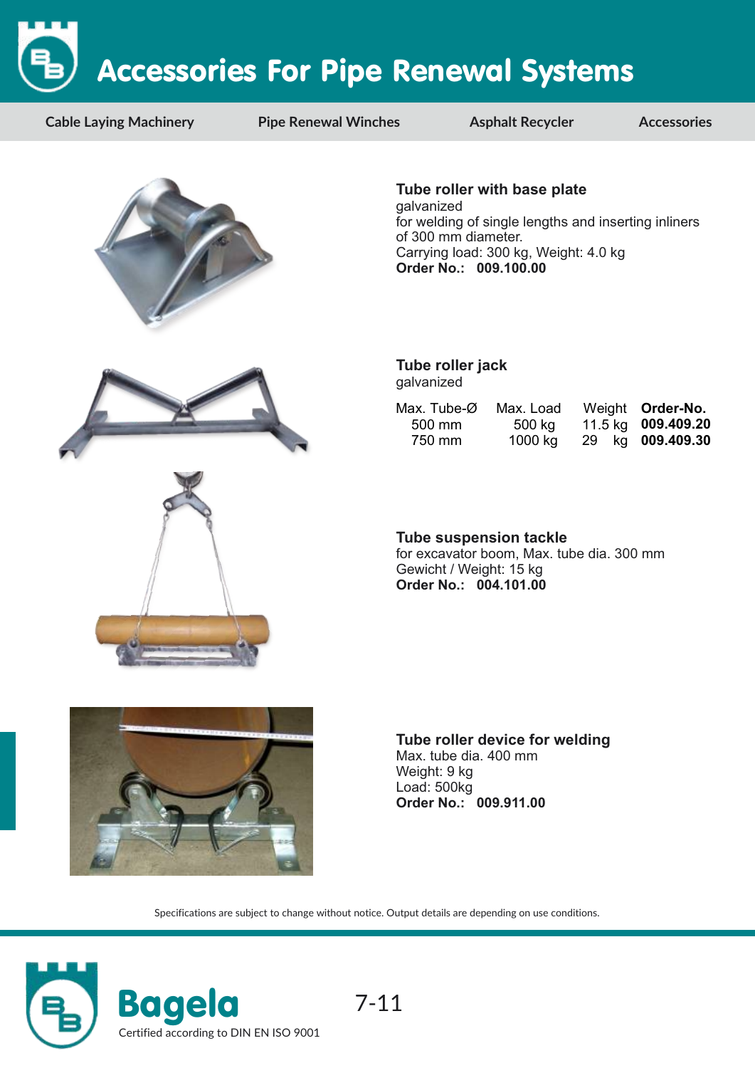# Accessories For Pipe Renewal Systems

Cable Laying Machinery | Pipe Renewal Winches | Asphalt Recycler | Accessories

### Tube roller with base plate

galvanized
for welding of single lengths and inserting inliners of 300 mm diameter.
Carrying load: 300 kg, Weight: 4.0 kg
**Order No.: 009.100.00**

### Tube roller jack

galvanized

| Max. Tube-Ø | Max. Load | Weight | Order-No. |
|---|---|---|---|
| 500 mm | 500 kg | 11.5 kg | **009.409.20** |
| 750 mm | 1000 kg | 29 kg | **009.409.30** |

### Tube suspension tackle

for excavator boom, Max. tube dia. 300 mm
Gewicht / Weight: 15 kg
**Order No.: 004.101.00**

### Tube roller device for welding

Max. tube dia. 400 mm
Weight: 9 kg
Load: 500kg
**Order No.: 009.911.00**

Specifications are subject to change without notice. Output details are depending on use conditions.

**Bagela**
Certified according to DIN EN ISO 9001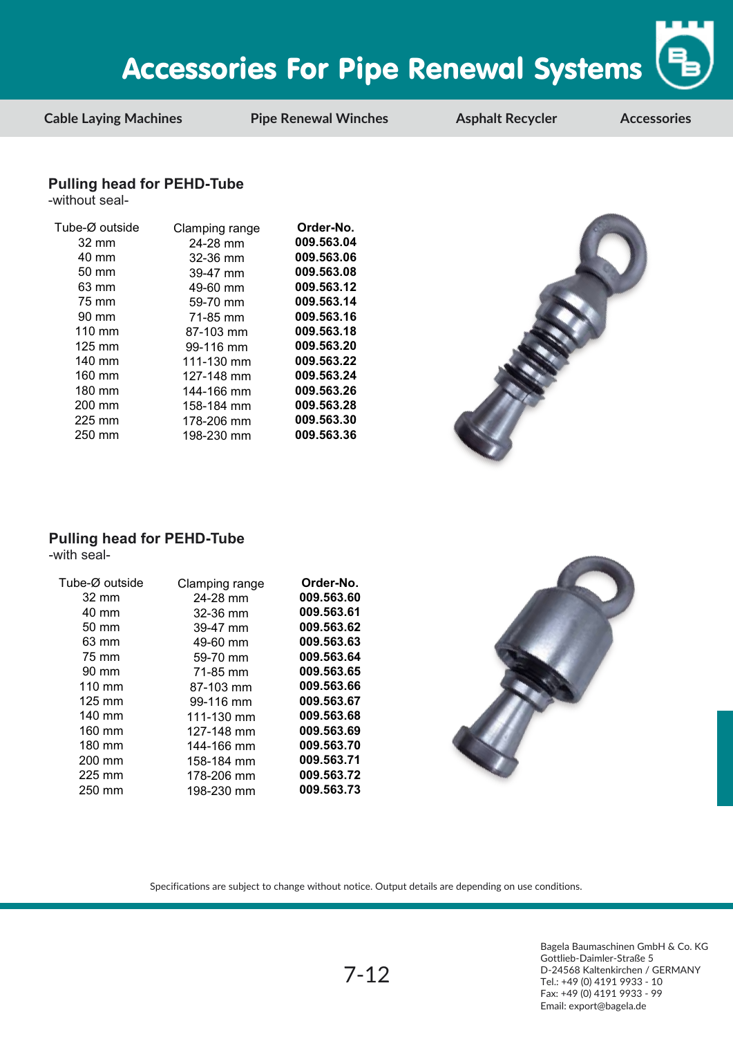# Accessories For Pipe Renewal Systems

Cable Laying Machines | Pipe Renewal Winches | Asphalt Recycler | Accessories

## Pulling head for PEHD-Tube

-without seal-

| Tube-Ø outside | Clamping range | Order-No. |
|---|---|---|
| 32 mm | 24-28 mm | **009.563.04** |
| 40 mm | 32-36 mm | **009.563.06** |
| 50 mm | 39-47 mm | **009.563.08** |
| 63 mm | 49-60 mm | **009.563.12** |
| 75 mm | 59-70 mm | **009.563.14** |
| 90 mm | 71-85 mm | **009.563.16** |
| 110 mm | 87-103 mm | **009.563.18** |
| 125 mm | 99-116 mm | **009.563.20** |
| 140 mm | 111-130 mm | **009.563.22** |
| 160 mm | 127-148 mm | **009.563.24** |
| 180 mm | 144-166 mm | **009.563.26** |
| 200 mm | 158-184 mm | **009.563.28** |
| 225 mm | 178-206 mm | **009.563.30** |
| 250 mm | 198-230 mm | **009.563.36** |

## Pulling head for PEHD-Tube

-with seal-

| Tube-Ø outside | Clamping range | Order-No. |
|---|---|---|
| 32 mm | 24-28 mm | **009.563.60** |
| 40 mm | 32-36 mm | **009.563.61** |
| 50 mm | 39-47 mm | **009.563.62** |
| 63 mm | 49-60 mm | **009.563.63** |
| 75 mm | 59-70 mm | **009.563.64** |
| 90 mm | 71-85 mm | **009.563.65** |
| 110 mm | 87-103 mm | **009.563.66** |
| 125 mm | 99-116 mm | **009.563.67** |
| 140 mm | 111-130 mm | **009.563.68** |
| 160 mm | 127-148 mm | **009.563.69** |
| 180 mm | 144-166 mm | **009.563.70** |
| 200 mm | 158-184 mm | **009.563.71** |
| 225 mm | 178-206 mm | **009.563.72** |
| 250 mm | 198-230 mm | **009.563.73** |

Specifications are subject to change without notice. Output details are depending on use conditions.

Bagela Baumaschinen GmbH & Co. KG
Gottlieb-Daimler-Straße 5
D-24568 Kaltenkirchen / GERMANY
Tel.: +49 (0) 4191 9933 - 10
Fax: +49 (0) 4191 9933 - 99
Email: export@bagela.de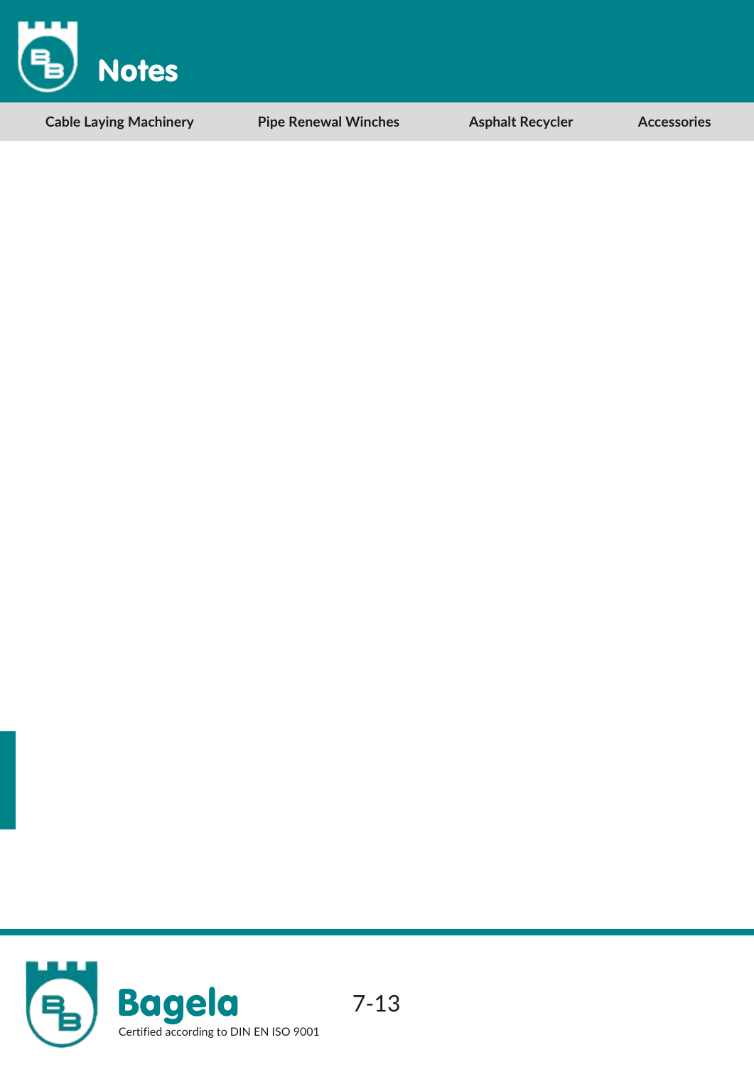# Notes